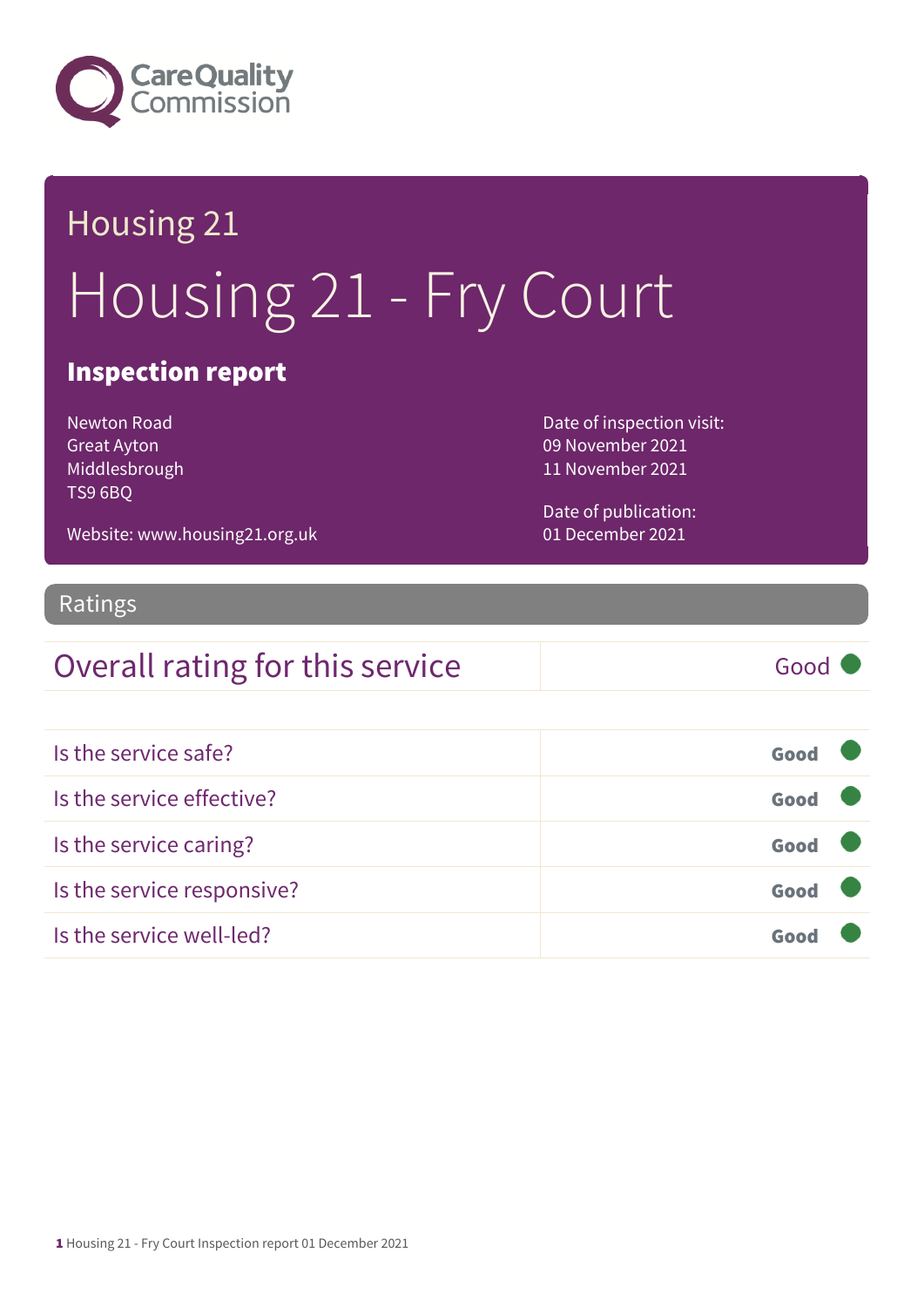Housing 21

# Housing 21 - Fry Court

## Inspection report

Newton Road
Great Ayton
Middlesbrough
TS9 6BQ

Website: www.housing21.org.uk

Date of inspection visit:
09 November 2021
11 November 2021

Date of publication:
01 December 2021

## Ratings

| Overall rating for this service | Good |
|---|---|

| | |
|---|---|
| Is the service safe? | **Good** |
| Is the service effective? | **Good** |
| Is the service caring? | **Good** |
| Is the service responsive? | **Good** |
| Is the service well-led? | **Good** |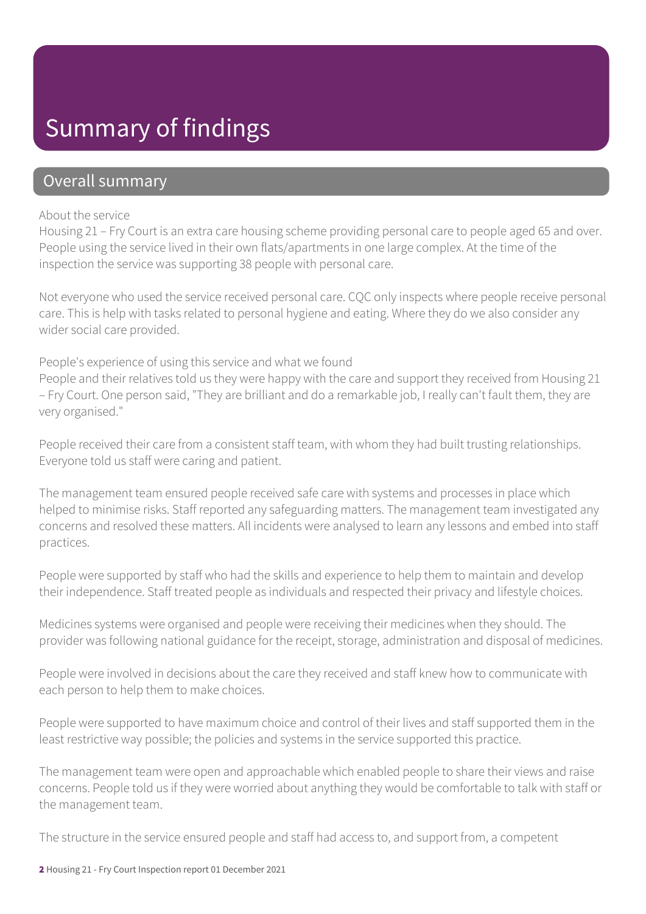# Summary of findings

## Overall summary

About the service

Housing 21 – Fry Court is an extra care housing scheme providing personal care to people aged 65 and over. People using the service lived in their own flats/apartments in one large complex. At the time of the inspection the service was supporting 38 people with personal care.

Not everyone who used the service received personal care. CQC only inspects where people receive personal care. This is help with tasks related to personal hygiene and eating. Where they do we also consider any wider social care provided.

People's experience of using this service and what we found

People and their relatives told us they were happy with the care and support they received from Housing 21 – Fry Court. One person said, "They are brilliant and do a remarkable job, I really can't fault them, they are very organised."

People received their care from a consistent staff team, with whom they had built trusting relationships. Everyone told us staff were caring and patient.

The management team ensured people received safe care with systems and processes in place which helped to minimise risks. Staff reported any safeguarding matters. The management team investigated any concerns and resolved these matters. All incidents were analysed to learn any lessons and embed into staff practices.

People were supported by staff who had the skills and experience to help them to maintain and develop their independence. Staff treated people as individuals and respected their privacy and lifestyle choices.

Medicines systems were organised and people were receiving their medicines when they should. The provider was following national guidance for the receipt, storage, administration and disposal of medicines.

People were involved in decisions about the care they received and staff knew how to communicate with each person to help them to make choices.

People were supported to have maximum choice and control of their lives and staff supported them in the least restrictive way possible; the policies and systems in the service supported this practice.

The management team were open and approachable which enabled people to share their views and raise concerns. People told us if they were worried about anything they would be comfortable to talk with staff or the management team.

The structure in the service ensured people and staff had access to, and support from, a competent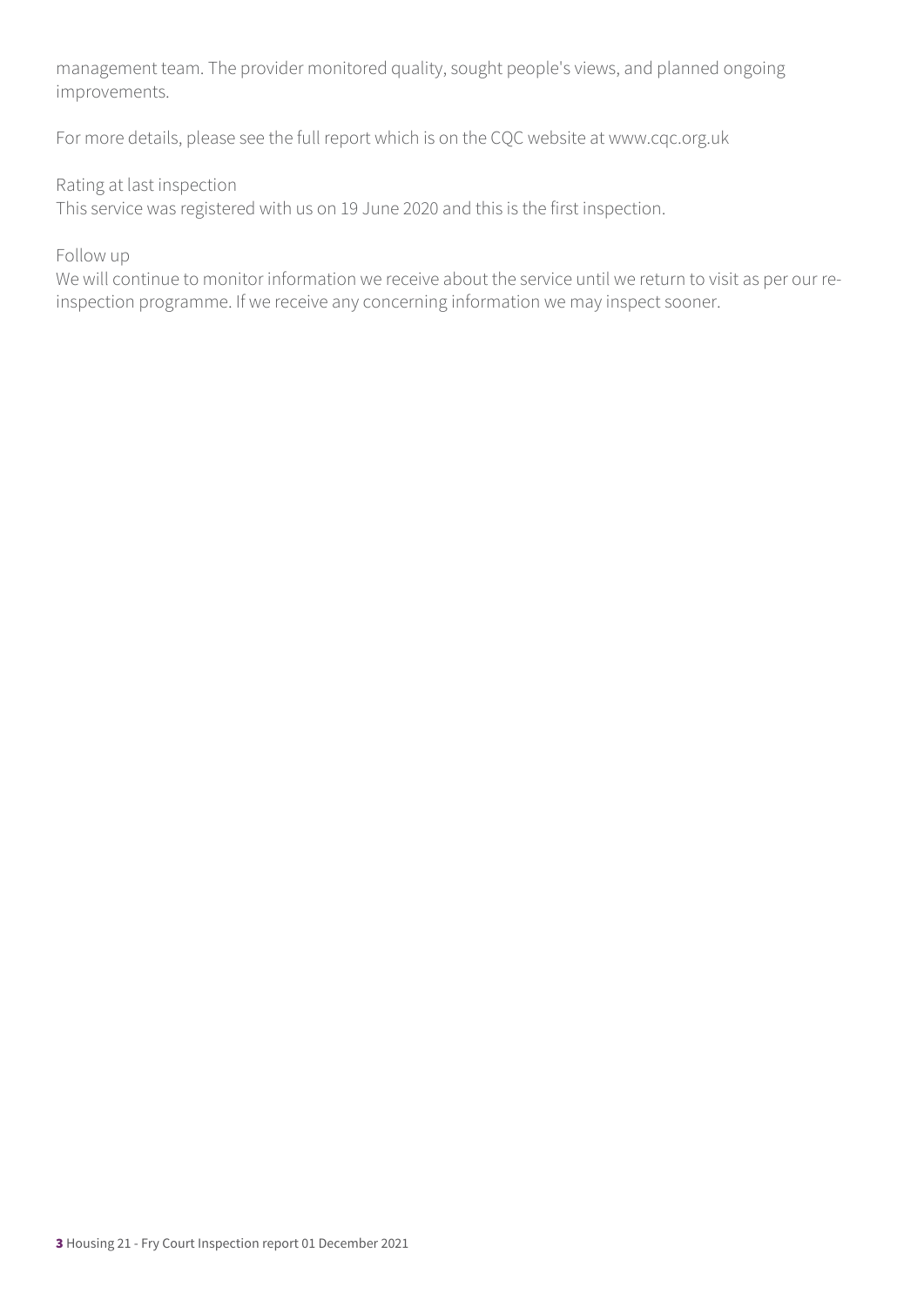management team. The provider monitored quality, sought people's views, and planned ongoing improvements.

For more details, please see the full report which is on the CQC website at www.cqc.org.uk

Rating at last inspection
This service was registered with us on 19 June 2020 and this is the first inspection.

Follow up
We will continue to monitor information we receive about the service until we return to visit as per our re-inspection programme. If we receive any concerning information we may inspect sooner.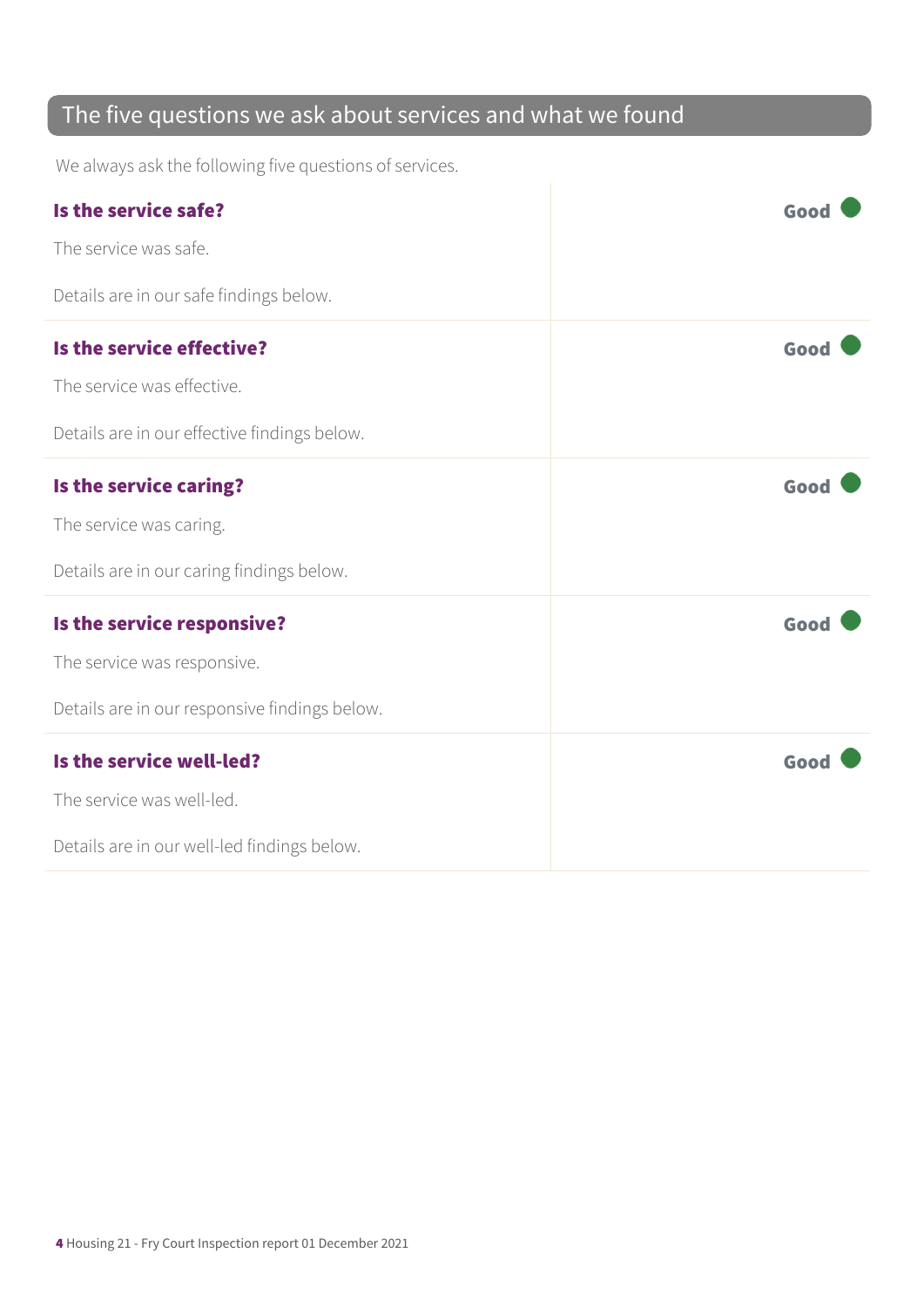## The five questions we ask about services and what we found

We always ask the following five questions of services.

| | |
|---|---|
| **Is the service safe?**<br><br>The service was safe.<br><br>Details are in our safe findings below. | **Good** |
| **Is the service effective?**<br><br>The service was effective.<br><br>Details are in our effective findings below. | **Good** |
| **Is the service caring?**<br><br>The service was caring.<br><br>Details are in our caring findings below. | **Good** |
| **Is the service responsive?**<br><br>The service was responsive.<br><br>Details are in our responsive findings below. | **Good** |
| **Is the service well-led?**<br><br>The service was well-led.<br><br>Details are in our well-led findings below. | **Good** |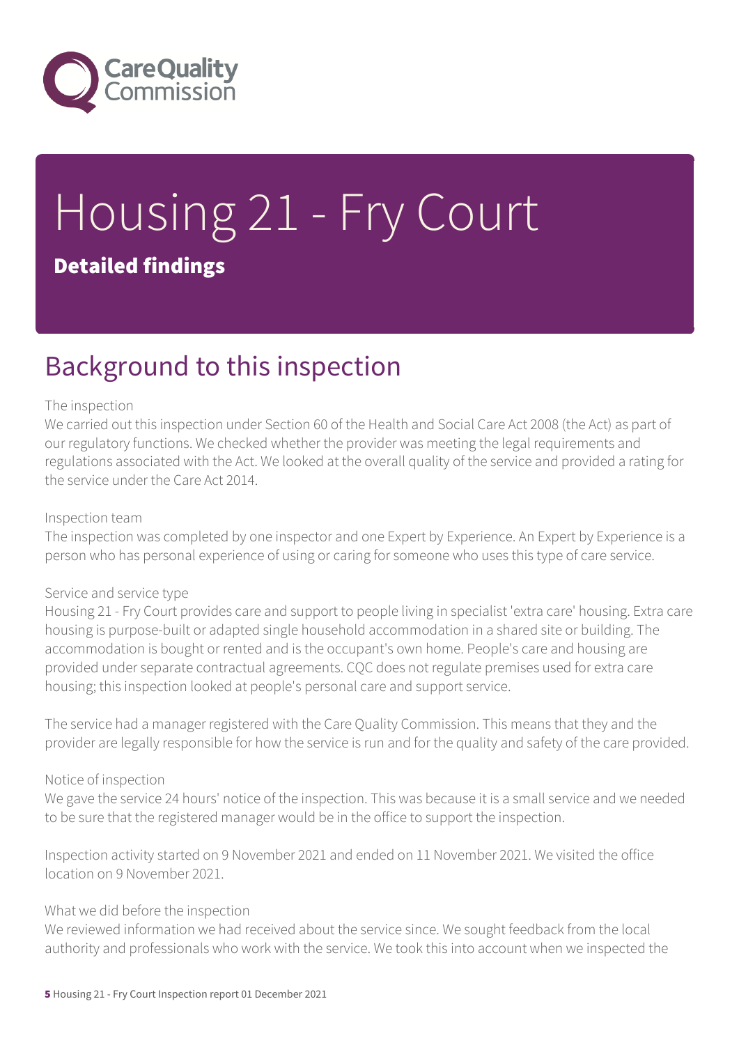# Housing 21 - Fry Court

**Detailed findings**

## Background to this inspection

The inspection

We carried out this inspection under Section 60 of the Health and Social Care Act 2008 (the Act) as part of our regulatory functions. We checked whether the provider was meeting the legal requirements and regulations associated with the Act. We looked at the overall quality of the service and provided a rating for the service under the Care Act 2014.

Inspection team

The inspection was completed by one inspector and one Expert by Experience. An Expert by Experience is a person who has personal experience of using or caring for someone who uses this type of care service.

Service and service type

Housing 21 - Fry Court provides care and support to people living in specialist 'extra care' housing. Extra care housing is purpose-built or adapted single household accommodation in a shared site or building. The accommodation is bought or rented and is the occupant's own home. People's care and housing are provided under separate contractual agreements. CQC does not regulate premises used for extra care housing; this inspection looked at people's personal care and support service.

The service had a manager registered with the Care Quality Commission. This means that they and the provider are legally responsible for how the service is run and for the quality and safety of the care provided.

Notice of inspection

We gave the service 24 hours' notice of the inspection. This was because it is a small service and we needed to be sure that the registered manager would be in the office to support the inspection.

Inspection activity started on 9 November 2021 and ended on 11 November 2021. We visited the office location on 9 November 2021.

What we did before the inspection

We reviewed information we had received about the service since. We sought feedback from the local authority and professionals who work with the service. We took this into account when we inspected the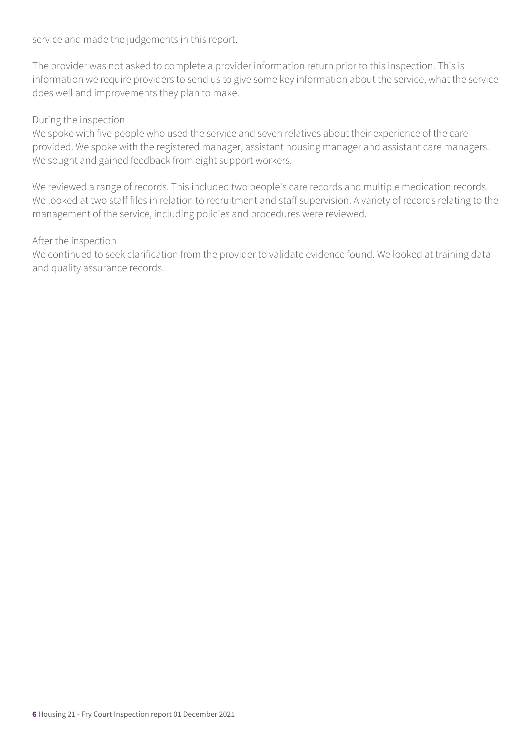service and made the judgements in this report.

The provider was not asked to complete a provider information return prior to this inspection. This is information we require providers to send us to give some key information about the service, what the service does well and improvements they plan to make.

During the inspection

We spoke with five people who used the service and seven relatives about their experience of the care provided. We spoke with the registered manager, assistant housing manager and assistant care managers. We sought and gained feedback from eight support workers.

We reviewed a range of records. This included two people's care records and multiple medication records. We looked at two staff files in relation to recruitment and staff supervision. A variety of records relating to the management of the service, including policies and procedures were reviewed.

After the inspection

We continued to seek clarification from the provider to validate evidence found. We looked at training data and quality assurance records.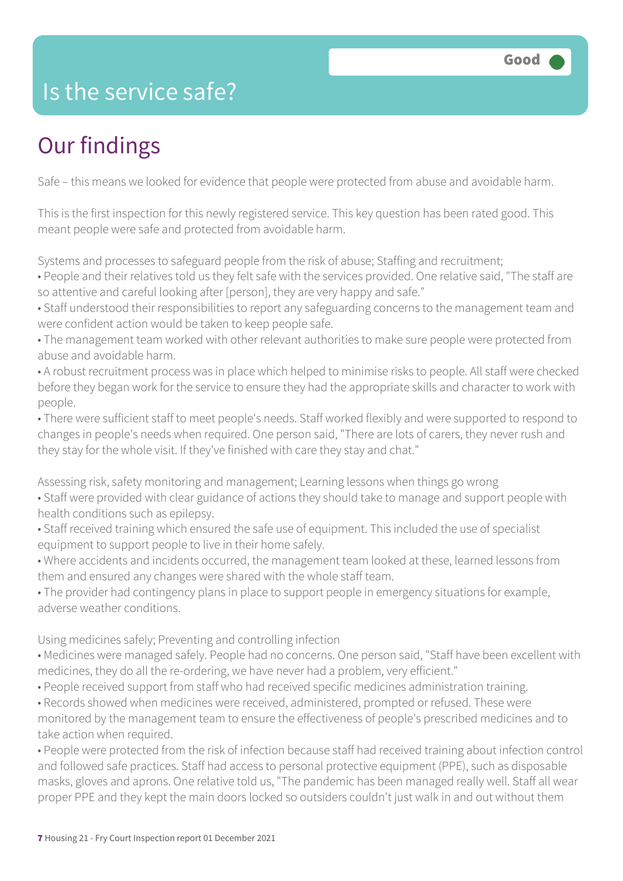# Is the service safe?

**Good**

## Our findings

Safe – this means we looked for evidence that people were protected from abuse and avoidable harm.

This is the first inspection for this newly registered service. This key question has been rated good. This meant people were safe and protected from avoidable harm.

Systems and processes to safeguard people from the risk of abuse; Staffing and recruitment;

- People and their relatives told us they felt safe with the services provided. One relative said, "The staff are so attentive and careful looking after [person], they are very happy and safe."
- Staff understood their responsibilities to report any safeguarding concerns to the management team and were confident action would be taken to keep people safe.
- The management team worked with other relevant authorities to make sure people were protected from abuse and avoidable harm.
- A robust recruitment process was in place which helped to minimise risks to people. All staff were checked before they began work for the service to ensure they had the appropriate skills and character to work with people.
- There were sufficient staff to meet people's needs. Staff worked flexibly and were supported to respond to changes in people's needs when required. One person said, "There are lots of carers, they never rush and they stay for the whole visit. If they've finished with care they stay and chat."

Assessing risk, safety monitoring and management; Learning lessons when things go wrong

- Staff were provided with clear guidance of actions they should take to manage and support people with health conditions such as epilepsy.
- Staff received training which ensured the safe use of equipment. This included the use of specialist equipment to support people to live in their home safely.
- Where accidents and incidents occurred, the management team looked at these, learned lessons from them and ensured any changes were shared with the whole staff team.
- The provider had contingency plans in place to support people in emergency situations for example, adverse weather conditions.

Using medicines safely; Preventing and controlling infection

- Medicines were managed safely. People had no concerns. One person said, "Staff have been excellent with medicines, they do all the re-ordering, we have never had a problem, very efficient."
- People received support from staff who had received specific medicines administration training.
- Records showed when medicines were received, administered, prompted or refused. These were monitored by the management team to ensure the effectiveness of people's prescribed medicines and to take action when required.
- People were protected from the risk of infection because staff had received training about infection control and followed safe practices. Staff had access to personal protective equipment (PPE), such as disposable masks, gloves and aprons. One relative told us, "The pandemic has been managed really well. Staff all wear proper PPE and they kept the main doors locked so outsiders couldn't just walk in and out without them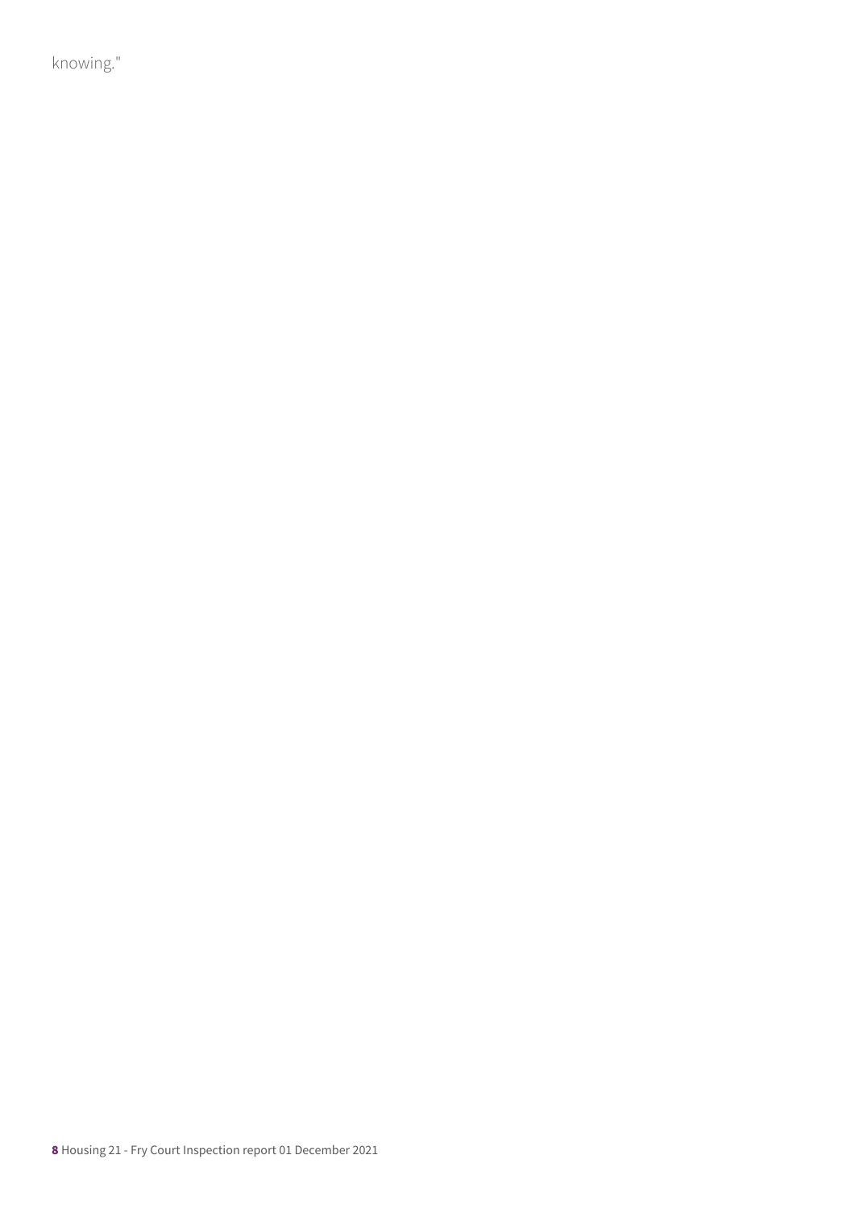knowing."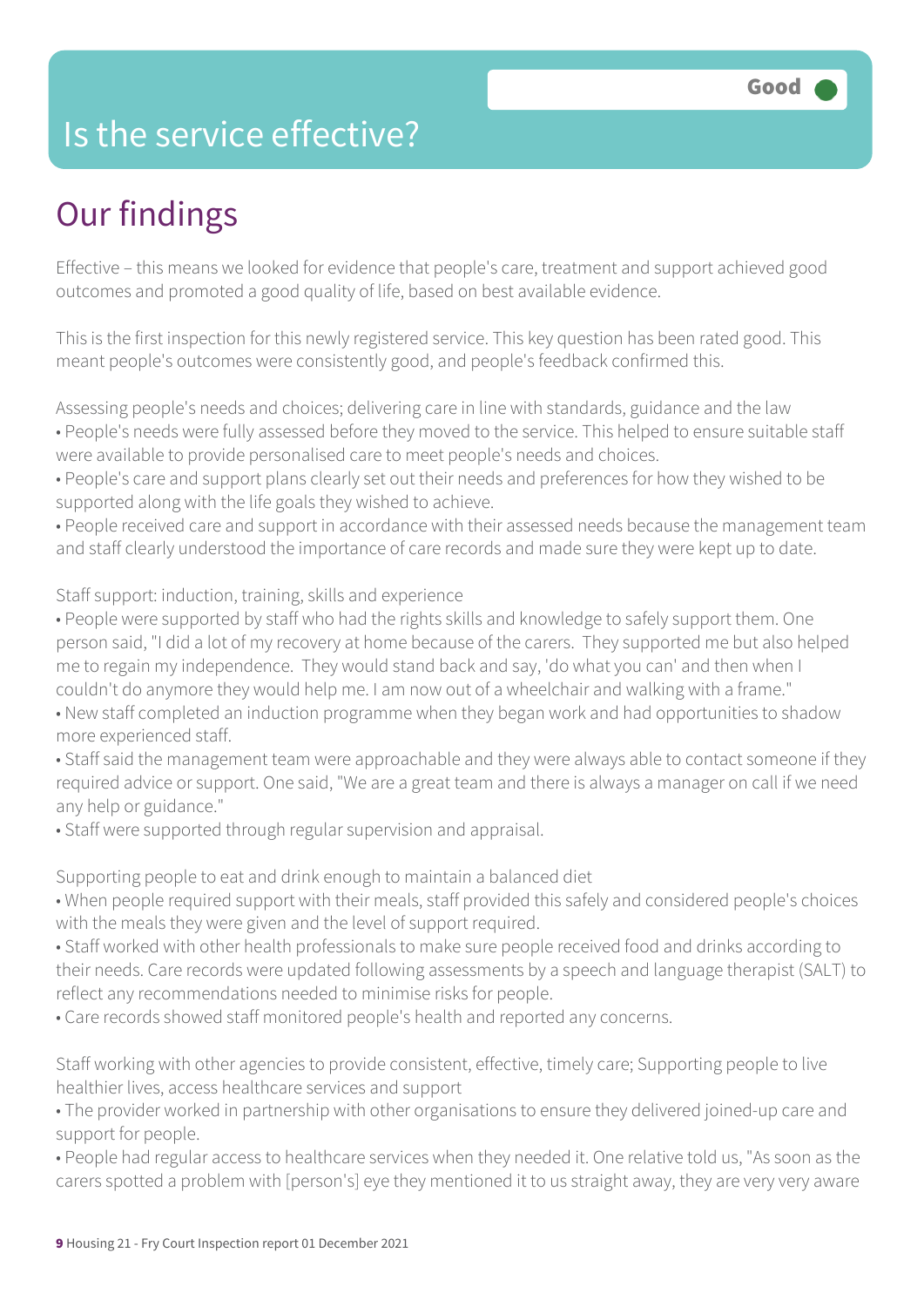# Is the service effective?

Good

## Our findings

Effective – this means we looked for evidence that people's care, treatment and support achieved good outcomes and promoted a good quality of life, based on best available evidence.

This is the first inspection for this newly registered service. This key question has been rated good. This meant people's outcomes were consistently good, and people's feedback confirmed this.

Assessing people's needs and choices; delivering care in line with standards, guidance and the law

- People's needs were fully assessed before they moved to the service. This helped to ensure suitable staff were available to provide personalised care to meet people's needs and choices.
- People's care and support plans clearly set out their needs and preferences for how they wished to be supported along with the life goals they wished to achieve.
- People received care and support in accordance with their assessed needs because the management team and staff clearly understood the importance of care records and made sure they were kept up to date.

Staff support: induction, training, skills and experience

- People were supported by staff who had the rights skills and knowledge to safely support them. One person said, "I did a lot of my recovery at home because of the carers. They supported me but also helped me to regain my independence. They would stand back and say, 'do what you can' and then when I couldn't do anymore they would help me. I am now out of a wheelchair and walking with a frame."
- New staff completed an induction programme when they began work and had opportunities to shadow more experienced staff.
- Staff said the management team were approachable and they were always able to contact someone if they required advice or support. One said, "We are a great team and there is always a manager on call if we need any help or guidance."
- Staff were supported through regular supervision and appraisal.

Supporting people to eat and drink enough to maintain a balanced diet

- When people required support with their meals, staff provided this safely and considered people's choices with the meals they were given and the level of support required.
- Staff worked with other health professionals to make sure people received food and drinks according to their needs. Care records were updated following assessments by a speech and language therapist (SALT) to reflect any recommendations needed to minimise risks for people.
- Care records showed staff monitored people's health and reported any concerns.

Staff working with other agencies to provide consistent, effective, timely care; Supporting people to live healthier lives, access healthcare services and support

- The provider worked in partnership with other organisations to ensure they delivered joined-up care and support for people.
- People had regular access to healthcare services when they needed it. One relative told us, "As soon as the carers spotted a problem with [person's] eye they mentioned it to us straight away, they are very very aware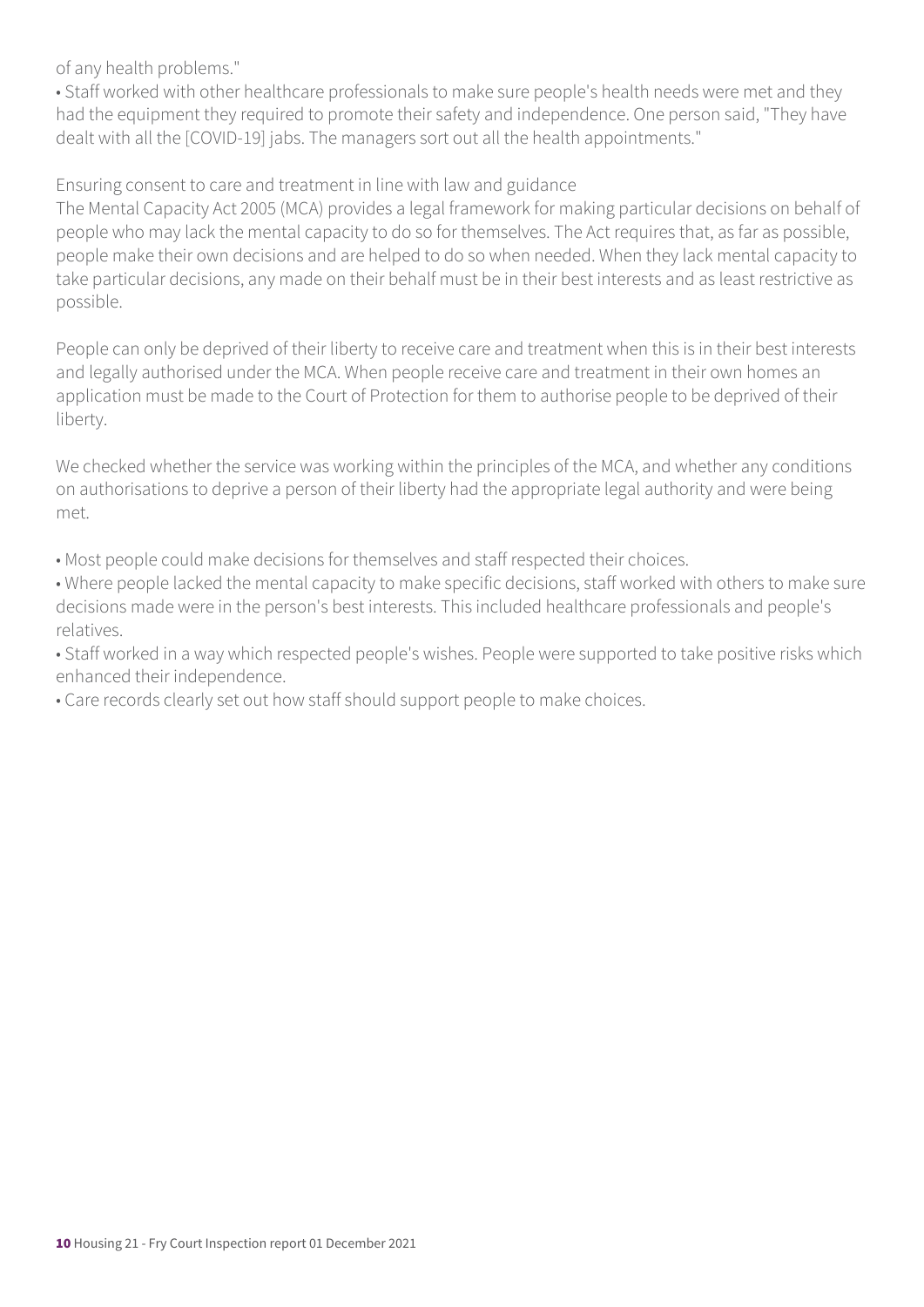of any health problems."

- Staff worked with other healthcare professionals to make sure people's health needs were met and they had the equipment they required to promote their safety and independence. One person said, "They have dealt with all the [COVID-19] jabs. The managers sort out all the health appointments."

Ensuring consent to care and treatment in line with law and guidance

The Mental Capacity Act 2005 (MCA) provides a legal framework for making particular decisions on behalf of people who may lack the mental capacity to do so for themselves. The Act requires that, as far as possible, people make their own decisions and are helped to do so when needed. When they lack mental capacity to take particular decisions, any made on their behalf must be in their best interests and as least restrictive as possible.

People can only be deprived of their liberty to receive care and treatment when this is in their best interests and legally authorised under the MCA. When people receive care and treatment in their own homes an application must be made to the Court of Protection for them to authorise people to be deprived of their liberty.

We checked whether the service was working within the principles of the MCA, and whether any conditions on authorisations to deprive a person of their liberty had the appropriate legal authority and were being met.

- Most people could make decisions for themselves and staff respected their choices.
- Where people lacked the mental capacity to make specific decisions, staff worked with others to make sure decisions made were in the person's best interests. This included healthcare professionals and people's relatives.
- Staff worked in a way which respected people's wishes. People were supported to take positive risks which enhanced their independence.
- Care records clearly set out how staff should support people to make choices.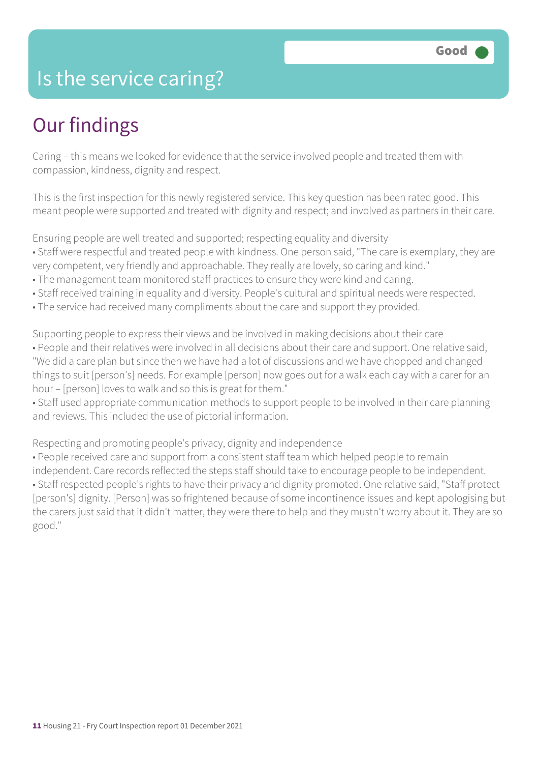# Is the service caring?

Good

## Our findings

Caring – this means we looked for evidence that the service involved people and treated them with compassion, kindness, dignity and respect.

This is the first inspection for this newly registered service. This key question has been rated good. This meant people were supported and treated with dignity and respect; and involved as partners in their care.

Ensuring people are well treated and supported; respecting equality and diversity

- Staff were respectful and treated people with kindness. One person said, "The care is exemplary, they are very competent, very friendly and approachable. They really are lovely, so caring and kind."
- The management team monitored staff practices to ensure they were kind and caring.
- Staff received training in equality and diversity. People's cultural and spiritual needs were respected.
- The service had received many compliments about the care and support they provided.

Supporting people to express their views and be involved in making decisions about their care

- People and their relatives were involved in all decisions about their care and support. One relative said, "We did a care plan but since then we have had a lot of discussions and we have chopped and changed things to suit [person's] needs. For example [person] now goes out for a walk each day with a carer for an hour – [person] loves to walk and so this is great for them."
- Staff used appropriate communication methods to support people to be involved in their care planning and reviews. This included the use of pictorial information.

Respecting and promoting people's privacy, dignity and independence

- People received care and support from a consistent staff team which helped people to remain independent. Care records reflected the steps staff should take to encourage people to be independent.
- Staff respected people's rights to have their privacy and dignity promoted. One relative said, "Staff protect [person's] dignity. [Person] was so frightened because of some incontinence issues and kept apologising but the carers just said that it didn't matter, they were there to help and they mustn't worry about it. They are so good."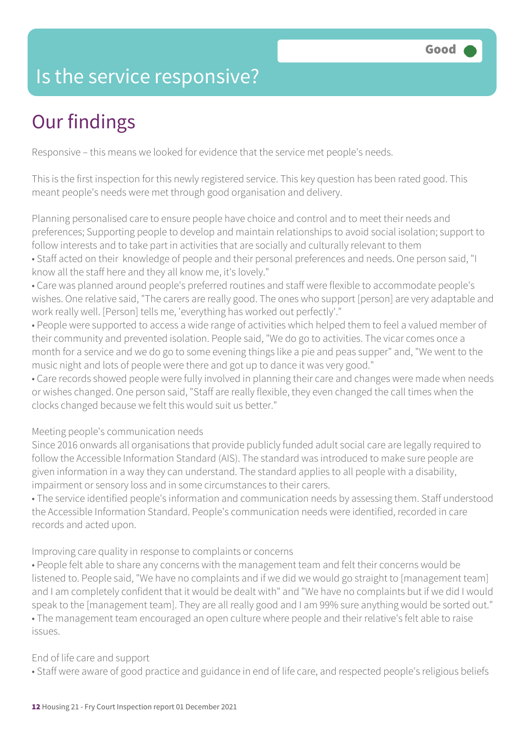# Is the service responsive?

Good

## Our findings

Responsive – this means we looked for evidence that the service met people's needs.

This is the first inspection for this newly registered service. This key question has been rated good. This meant people's needs were met through good organisation and delivery.

Planning personalised care to ensure people have choice and control and to meet their needs and preferences; Supporting people to develop and maintain relationships to avoid social isolation; support to follow interests and to take part in activities that are socially and culturally relevant to them

- Staff acted on their knowledge of people and their personal preferences and needs. One person said, "I know all the staff here and they all know me, it's lovely."
- Care was planned around people's preferred routines and staff were flexible to accommodate people's wishes. One relative said, "The carers are really good. The ones who support [person] are very adaptable and work really well. [Person] tells me, 'everything has worked out perfectly'."
- People were supported to access a wide range of activities which helped them to feel a valued member of their community and prevented isolation. People said, "We do go to activities. The vicar comes once a month for a service and we do go to some evening things like a pie and peas supper" and, "We went to the music night and lots of people were there and got up to dance it was very good."
- Care records showed people were fully involved in planning their care and changes were made when needs or wishes changed. One person said, "Staff are really flexible, they even changed the call times when the clocks changed because we felt this would suit us better."

Meeting people's communication needs

Since 2016 onwards all organisations that provide publicly funded adult social care are legally required to follow the Accessible Information Standard (AIS). The standard was introduced to make sure people are given information in a way they can understand. The standard applies to all people with a disability, impairment or sensory loss and in some circumstances to their carers.

- The service identified people's information and communication needs by assessing them. Staff understood the Accessible Information Standard. People's communication needs were identified, recorded in care records and acted upon.

Improving care quality in response to complaints or concerns

- People felt able to share any concerns with the management team and felt their concerns would be listened to. People said, "We have no complaints and if we did we would go straight to [management team] and I am completely confident that it would be dealt with" and "We have no complaints but if we did I would speak to the [management team]. They are all really good and I am 99% sure anything would be sorted out."
- The management team encouraged an open culture where people and their relative's felt able to raise issues.

End of life care and support

- Staff were aware of good practice and guidance in end of life care, and respected people's religious beliefs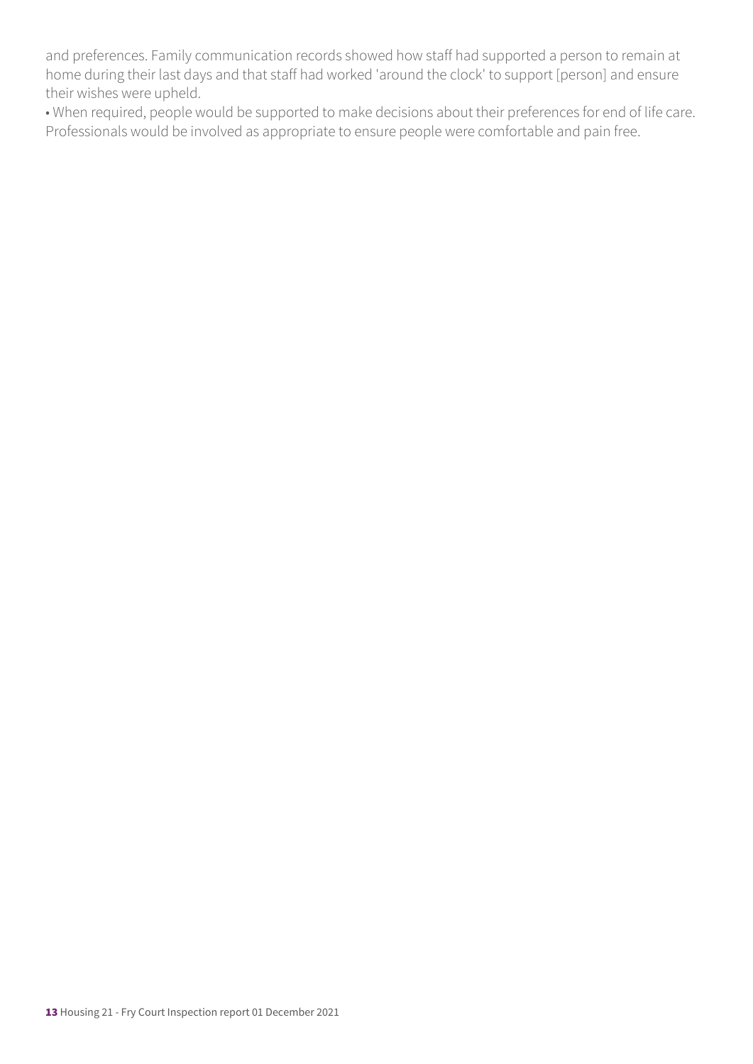and preferences. Family communication records showed how staff had supported a person to remain at home during their last days and that staff had worked 'around the clock' to support [person] and ensure their wishes were upheld.

• When required, people would be supported to make decisions about their preferences for end of life care. Professionals would be involved as appropriate to ensure people were comfortable and pain free.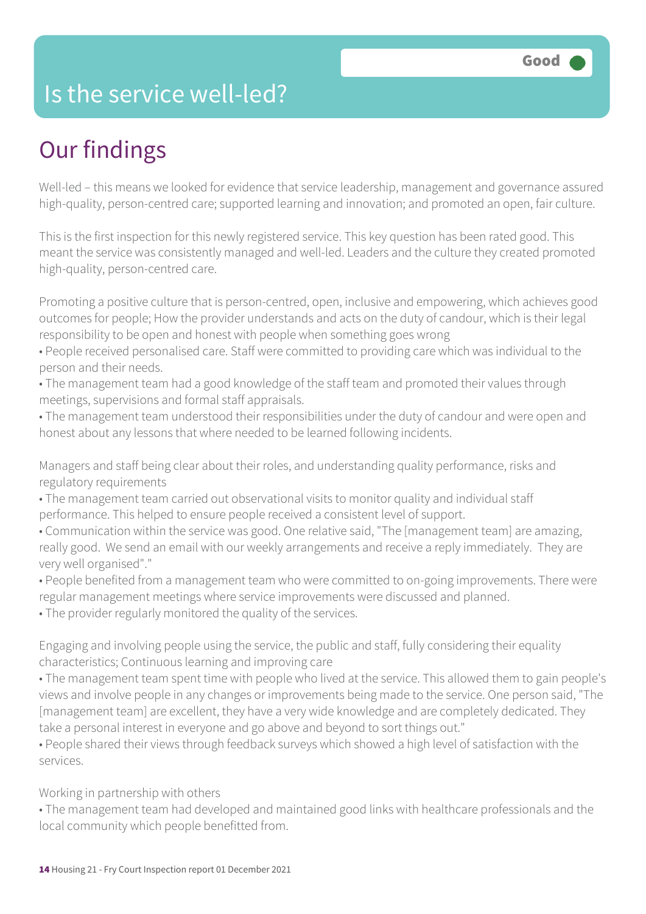# Is the service well-led?

Good

## Our findings

Well-led – this means we looked for evidence that service leadership, management and governance assured high-quality, person-centred care; supported learning and innovation; and promoted an open, fair culture.

This is the first inspection for this newly registered service. This key question has been rated good. This meant the service was consistently managed and well-led. Leaders and the culture they created promoted high-quality, person-centred care.

Promoting a positive culture that is person-centred, open, inclusive and empowering, which achieves good outcomes for people; How the provider understands and acts on the duty of candour, which is their legal responsibility to be open and honest with people when something goes wrong

- People received personalised care. Staff were committed to providing care which was individual to the person and their needs.
- The management team had a good knowledge of the staff team and promoted their values through meetings, supervisions and formal staff appraisals.
- The management team understood their responsibilities under the duty of candour and were open and honest about any lessons that where needed to be learned following incidents.

Managers and staff being clear about their roles, and understanding quality performance, risks and regulatory requirements

- The management team carried out observational visits to monitor quality and individual staff performance. This helped to ensure people received a consistent level of support.
- Communication within the service was good. One relative said, "The [management team] are amazing, really good. We send an email with our weekly arrangements and receive a reply immediately. They are very well organised"."
- People benefited from a management team who were committed to on-going improvements. There were regular management meetings where service improvements were discussed and planned.
- The provider regularly monitored the quality of the services.

Engaging and involving people using the service, the public and staff, fully considering their equality characteristics; Continuous learning and improving care

- The management team spent time with people who lived at the service. This allowed them to gain people's views and involve people in any changes or improvements being made to the service. One person said, "The [management team] are excellent, they have a very wide knowledge and are completely dedicated. They take a personal interest in everyone and go above and beyond to sort things out."
- People shared their views through feedback surveys which showed a high level of satisfaction with the services.

Working in partnership with others

- The management team had developed and maintained good links with healthcare professionals and the local community which people benefitted from.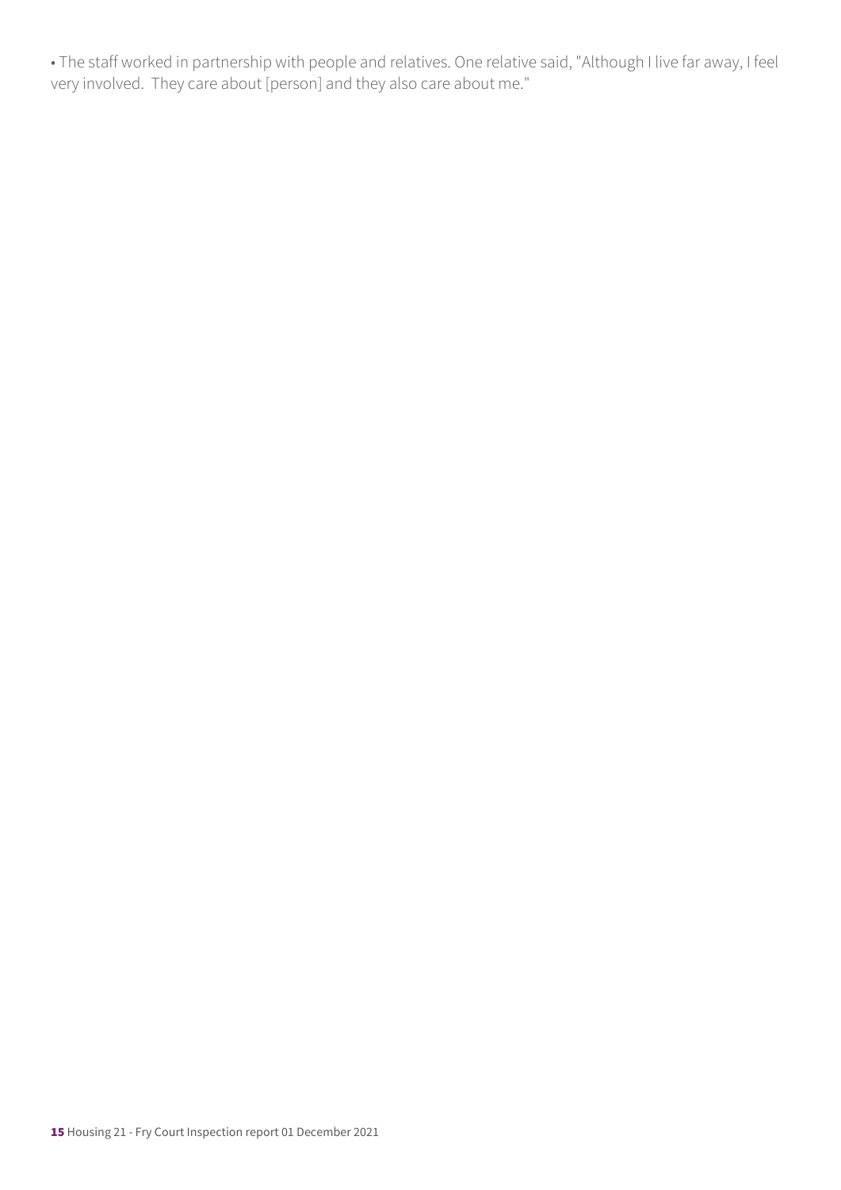- The staff worked in partnership with people and relatives. One relative said, "Although I live far away, I feel very involved. They care about [person] and they also care about me."